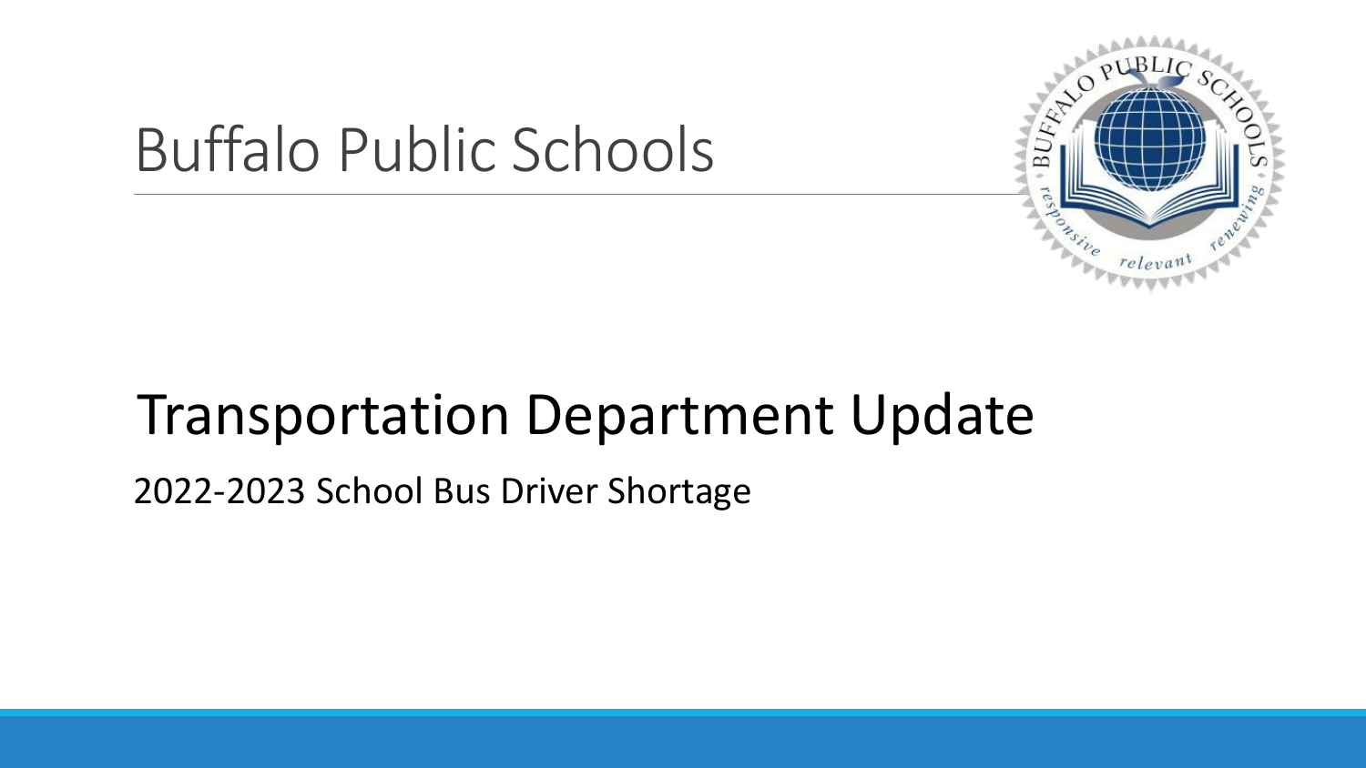# Buffalo Public Schools

## Transportation Department Update

2022-2023 School Bus Driver Shortage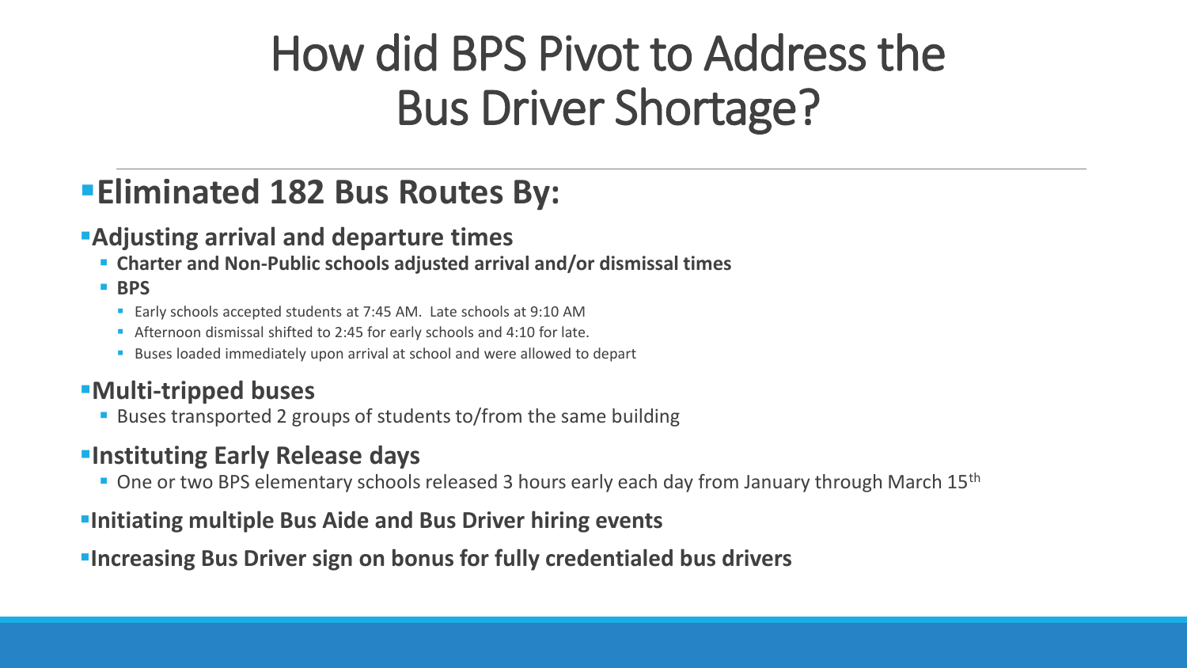# How did BPS Pivot to Address the Bus Driver Shortage?

## Eliminated 182 Bus Routes By:

- **Adjusting arrival and departure times**
  - **Charter and Non-Public schools adjusted arrival and/or dismissal times**
  - **BPS**
    - Early schools accepted students at 7:45 AM. Late schools at 9:10 AM
    - Afternoon dismissal shifted to 2:45 for early schools and 4:10 for late.
    - Buses loaded immediately upon arrival at school and were allowed to depart
- **Multi-tripped buses**
  - Buses transported 2 groups of students to/from the same building
- **Instituting Early Release days**
  - One or two BPS elementary schools released 3 hours early each day from January through March 15th
- **Initiating multiple Bus Aide and Bus Driver hiring events**
- **Increasing Bus Driver sign on bonus for fully credentialed bus drivers**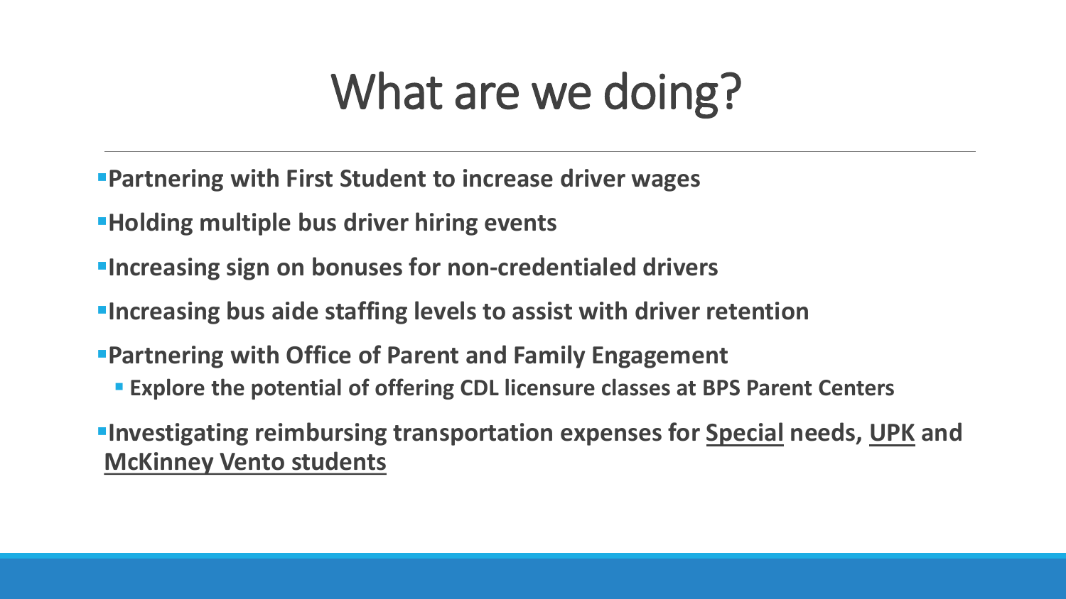# What are we doing?

- **Partnering with First Student to increase driver wages**
- **Holding multiple bus driver hiring events**
- **Increasing sign on bonuses for non-credentialed drivers**
- **Increasing bus aide staffing levels to assist with driver retention**
- **Partnering with Office of Parent and Family Engagement**
  - **Explore the potential of offering CDL licensure classes at BPS Parent Centers**
- **Investigating reimbursing transportation expenses for <u>Special</u> needs, <u>UPK</u> and <u>McKinney Vento students</u>**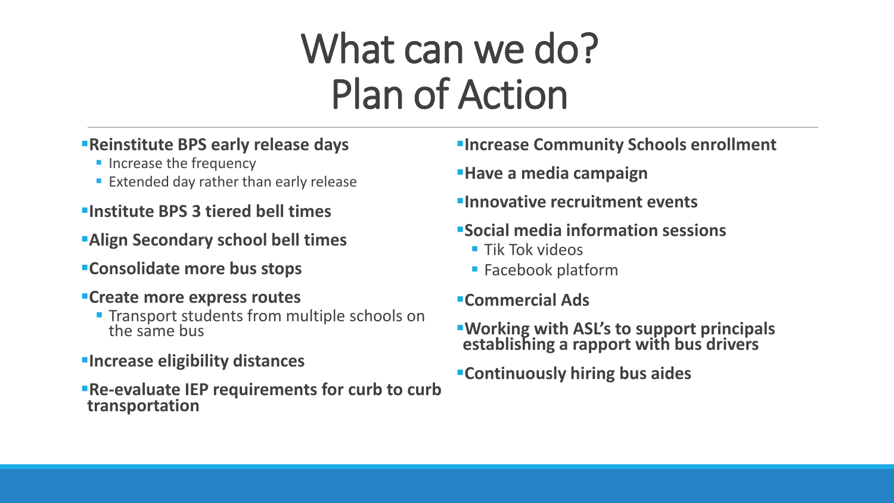# What can we do?
# Plan of Action

- **Reinstitute BPS early release days**
  - Increase the frequency
  - Extended day rather than early release
- **Institute BPS 3 tiered bell times**
- **Align Secondary school bell times**
- **Consolidate more bus stops**
- **Create more express routes**
  - Transport students from multiple schools on the same bus
- **Increase eligibility distances**
- **Re-evaluate IEP requirements for curb to curb transportation**
- **Increase Community Schools enrollment**
- **Have a media campaign**
- **Innovative recruitment events**
- **Social media information sessions**
  - Tik Tok videos
  - Facebook platform
- **Commercial Ads**
- **Working with ASL's to support principals establishing a rapport with bus drivers**
- **Continuously hiring bus aides**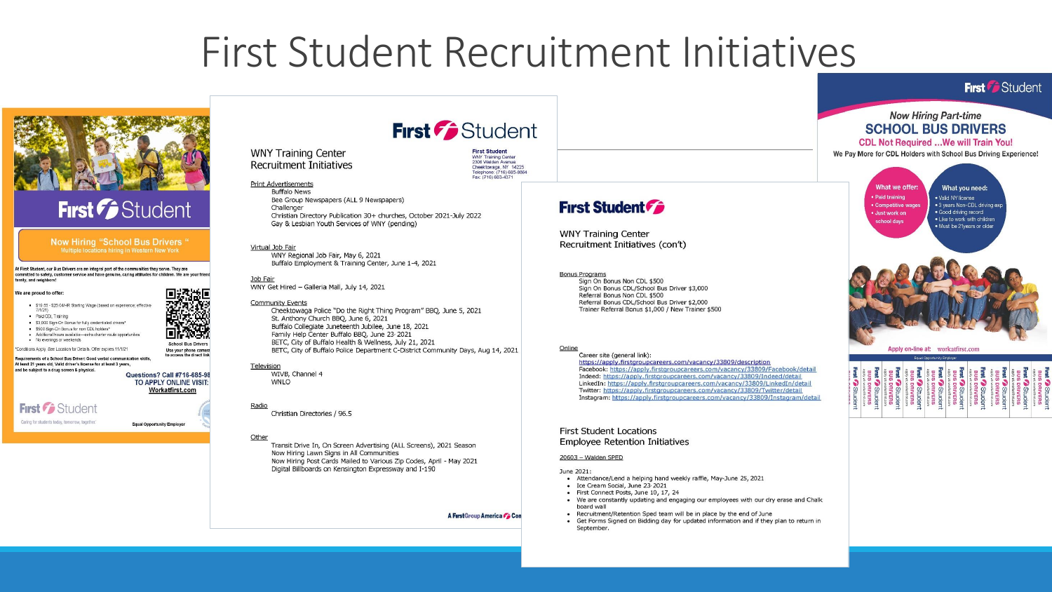# First Student Recruitment Initiatives

First Student

Now Hiring "School Bus Drivers "
Multiple locations hiring in Western New York

At First Student, our Bus Drivers are an integral part of the communities they serve. They are committed to safety, customer service and have genuine, caring attitudes for children. We are your friend, family, and neighbors!

We are proud to offer:

- $19.55 - $25.04/HR Starting Wage (based on experience; effective 7/1/21)
- Paid CDL Training
- $3,000 Sign-On Bonus for fully credentialed drivers*
- $500 Sign-On Bonus for non CDL holders*
- Additional hours available—extra charter route opportunities
- No evenings or weekends

*Conditions Apply. See Location for Details. Offer expires 11/1/21

School Bus Drivers
Use your phone camera to access the direct link

Requirements of a School Bus Driver: Good verbal communication skills, At least 21 years old, Valid driver's license for at least 3 years, and be subject to a drug screen & physical.

Questions? Call #716-685-98
TO APPLY ONLINE VISIT:
Workatfirst.com

First Student
Caring for students today, tomorrow, together

Equal Opportunity Employer

---

First Student

WNY Training Center
Recruitment Initiatives

First Student
WNY Training Center
2306 Walden Avenue
Cheektowaga, NY 14225
Telephone: (716) 685-9884
Fax: (716) 683-4371

Print Advertisements
- Buffalo News
- Bee Group Newspapers (ALL 9 Newspapers)
- Challenger
- Christian Directory Publication 30+ churches, October 2021-July 2022
- Gay & Lesbian Youth Services of WNY (pending)

Virtual Job Fair
- WNY Regional Job Fair, May 6, 2021
- Buffalo Employment & Training Center, June 1-4, 2021

Job Fair
- WNY Get Hired – Galleria Mall, July 14, 2021

Community Events
- Cheektowaga Police "Do the Right Thing Program" BBQ, June 5, 2021
- St. Anthony Church BBQ, June 6, 2021
- Buffalo Collegiate Juneteenth Jubilee, June 18, 2021
- Family Help Center Buffalo BBQ, June 23, 2021
- BETC, City of Buffalo Health & Wellness, July 21, 2021
- BETC, City of Buffalo Police Department C-District Community Days, Aug 14, 2021

Television
- WIVB, Channel 4
- WNLO

Radio
- Christian Directories / 96.5

Other
- Transit Drive In, On Screen Advertising (ALL Screens), 2021 Season
- Now Hiring Lawn Signs in All Communities
- Now Hiring Post Cards Mailed to Various Zip Codes, April - May 2021
- Digital Billboards on Kensington Expressway and I-190

A FirstGroup America Com

---

First Student

WNY Training Center
Recruitment Initiatives (con't)

Bonus Programs
- Sign On Bonus Non CDL $500
- Sign On Bonus CDL/School Bus Driver $3,000
- Referral Bonus Non CDL $500
- Referral Bonus CDL/School Bus Driver $2,000
- Trainer Referral Bonus $1,000 / New Trainer $500

Online
- Career site (general link): https://apply.firstgroupcareers.com/vacancy/33809/description
- Facebook: https://apply.firstgroupcareers.com/vacancy/33809/Facebook/detail
- Indeed: https://apply.firstgroupcareers.com/vacancy/33809/Indeed/detail
- LinkedIn: https://apply.firstgroupcareers.com/vacancy/33809/LinkedIn/detail
- Twitter: https://apply.firstgroupcareers.com/vacancy/33809/Twitter/detail
- Instagram: https://apply.firstgroupcareers.com/vacancy/33809/Instagram/detail

First Student Locations
Employee Retention Initiatives

20603 – Walden SPED

June 2021:

- Attendance/Lend a helping hand weekly raffle, May-June 25, 2021
- Ice Cream Social, June 23 2021
- First Connect Posts, June 10, 17, 24
- We are constantly updating and engaging our employees with our dry erase and Chalk board wall
- Recruitment/Retention Sped team will be in place by the end of June
- Get Forms Signed on Bidding day for updated information and if they plan to return in September.

---

First Student

Now Hiring Part-time
SCHOOL BUS DRIVERS
CDL Not Required ...We will Train You!
We Pay More for CDL Holders with School Bus Driving Experience!

What we offer:
- Paid training
- Competitive wages
- Just work on school days

What you need:
- Valid NY license
- 3 years Non-CDL driving exp
- Good driving record
- Like to work with children
- Must be 21years or older

Apply on-line at: workatfirst.com

Equal Opportunity Employer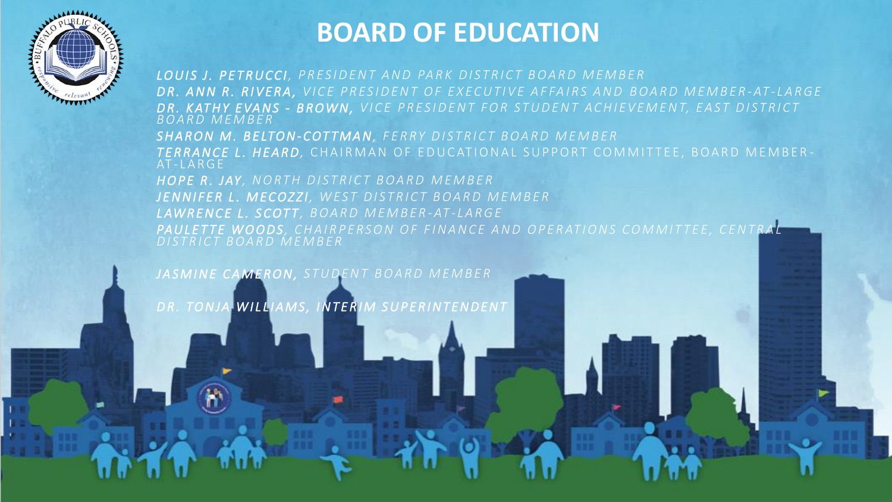# BOARD OF EDUCATION

***LOUIS J. PETRUCCI**, PRESIDENT AND PARK DISTRICT BOARD MEMBER*

***DR. ANN R. RIVERA,** VICE PRESIDENT OF EXECUTIVE AFFAIRS AND BOARD MEMBER-AT-LARGE*

***DR. KATHY EVANS - BROWN,** VICE PRESIDENT FOR STUDENT ACHIEVEMENT, EAST DISTRICT BOARD MEMBER*

***SHARON M. BELTON-COTTMAN**, FERRY DISTRICT BOARD MEMBER*

***TERRANCE L. HEARD**,* CHAIRMAN OF EDUCATIONAL SUPPORT COMMITTEE, BOARD MEMBER-AT-LARGE

***HOPE R. JAY**, NORTH DISTRICT BOARD MEMBER*

***JENNIFER L. MECOZZI**, WEST DISTRICT BOARD MEMBER*

***LAWRENCE L. SCOTT**, BOARD MEMBER-AT-LARGE*

***PAULETTE WOODS**, CHAIRPERSON OF FINANCE AND OPERATIONS COMMITTEE, CENTRAL DISTRICT BOARD MEMBER*

***JASMINE CAMERON,** STUDENT BOARD MEMBER*

*DR. TONJA WILLIAMS, INTERIM SUPERINTENDENT*